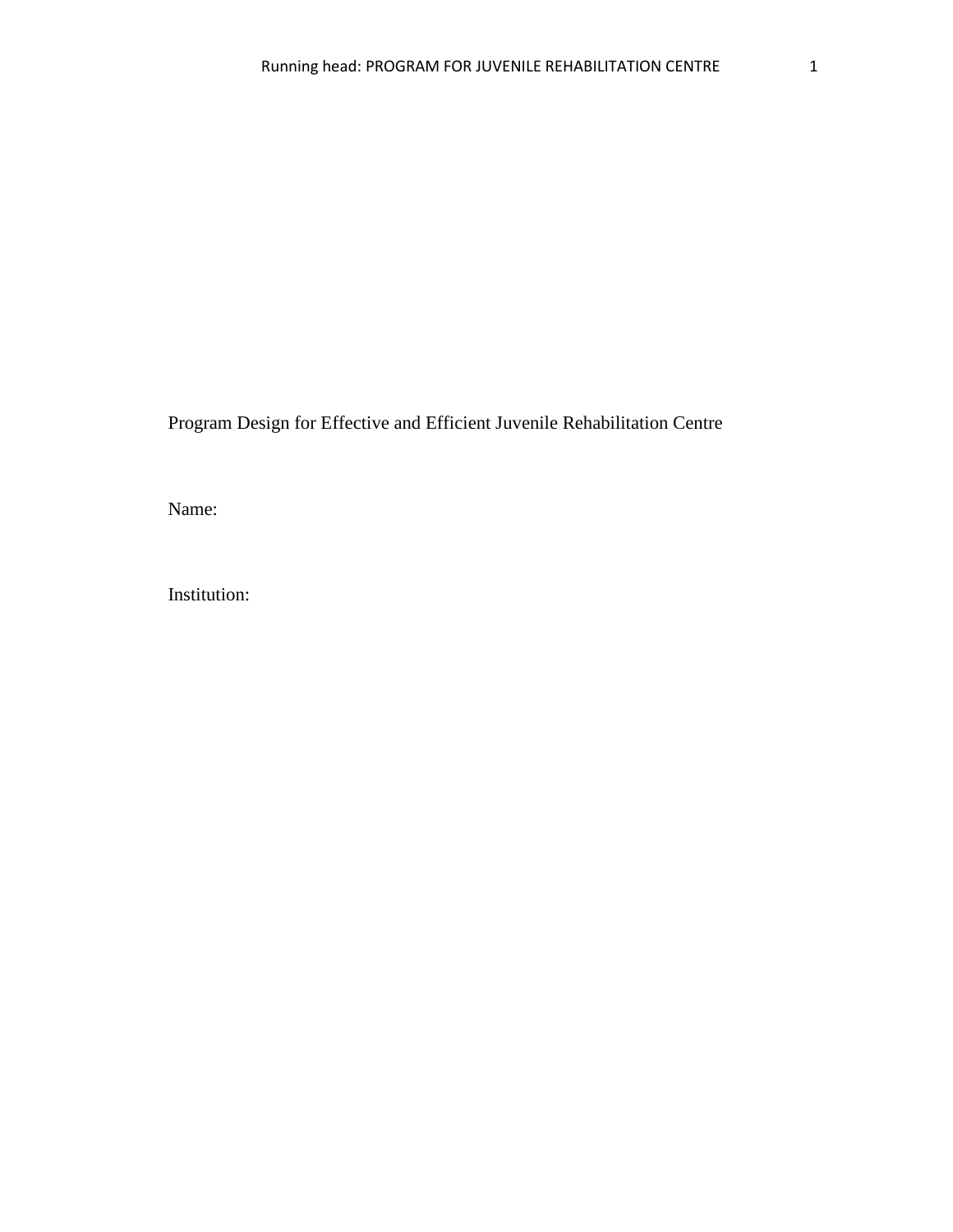Program Design for Effective and Efficient Juvenile Rehabilitation Centre

Name:

Institution: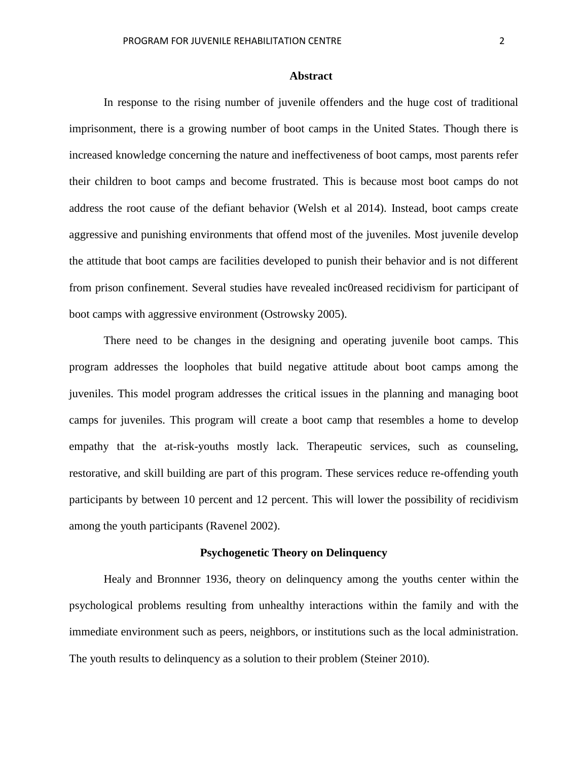## Abstract

In response to the rising number of juvenile offenders and the huge cost of traditional imprisonment, there is a growing number of boot camps in the United States. Though there is increased knowledge concerning the nature and ineffectiveness of boot camps, most parents refer their children to boot camps and become frustrated. This is because most boot camps do not address the root cause of the defiant behavior (Welsh et al 2014). Instead, boot camps create aggressive and punishing environments that offend most of the juveniles. Most juvenile develop the attitude that boot camps are facilities developed to punish their behavior and is not different from prison confinement. Several studies have revealed inc0reased recidivism for participant of boot camps with aggressive environment (Ostrowsky 2005).

There need to be changes in the designing and operating juvenile boot camps. This program addresses the loopholes that build negative attitude about boot camps among the juveniles. This model program addresses the critical issues in the planning and managing boot camps for juveniles. This program will create a boot camp that resembles a home to develop empathy that the at-risk-youths mostly lack. Therapeutic services, such as counseling, restorative, and skill building are part of this program. These services reduce re-offending youth participants by between 10 percent and 12 percent. This will lower the possibility of recidivism among the youth participants (Ravenel 2002).

## Psychogenetic Theory on Delinquency

Healy and Bronnner 1936, theory on delinquency among the youths center within the psychological problems resulting from unhealthy interactions within the family and with the immediate environment such as peers, neighbors, or institutions such as the local administration. The youth results to delinquency as a solution to their problem (Steiner 2010).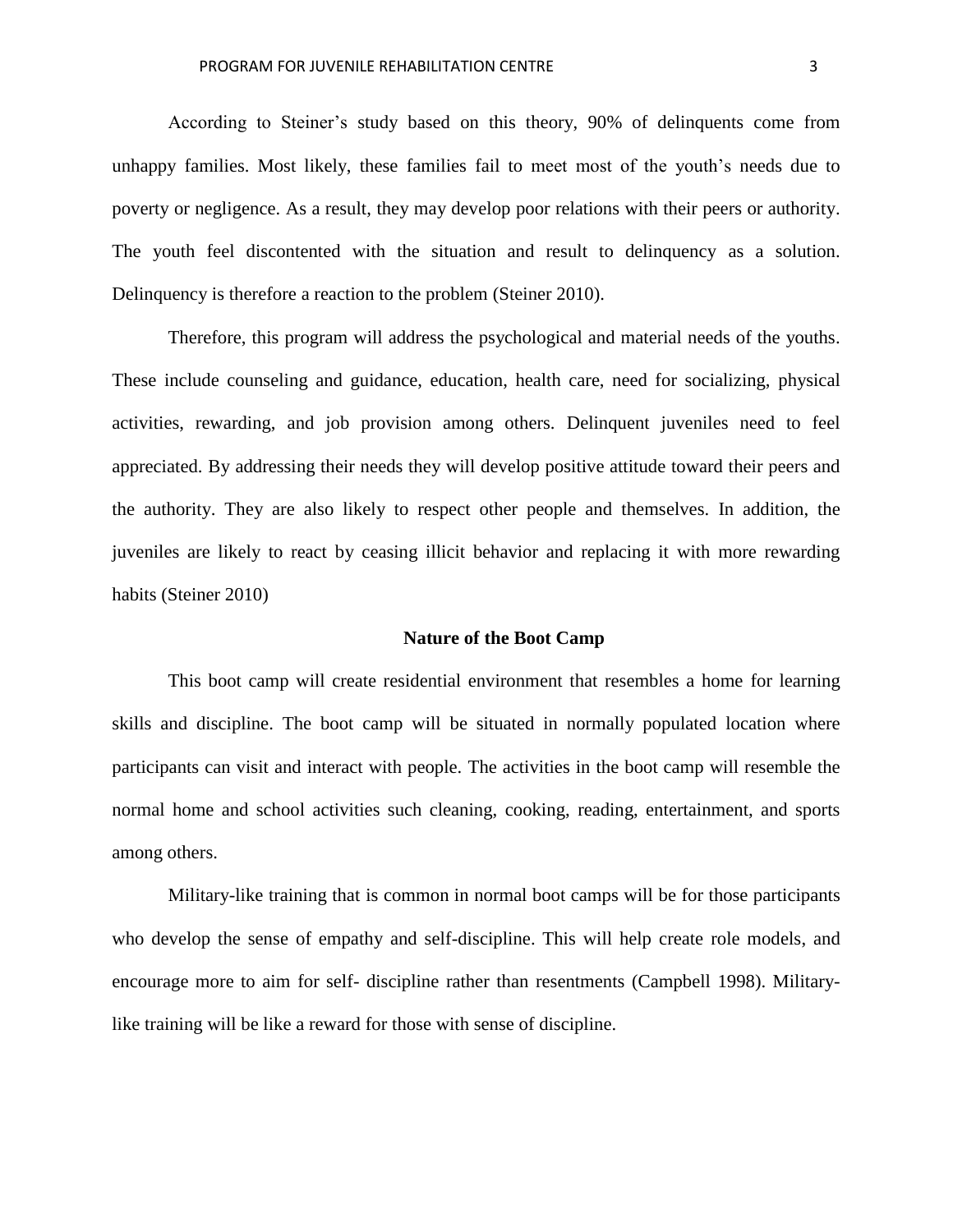According to Steiner's study based on this theory, 90% of delinquents come from unhappy families. Most likely, these families fail to meet most of the youth's needs due to poverty or negligence. As a result, they may develop poor relations with their peers or authority. The youth feel discontented with the situation and result to delinquency as a solution. Delinquency is therefore a reaction to the problem (Steiner 2010).

Therefore, this program will address the psychological and material needs of the youths. These include counseling and guidance, education, health care, need for socializing, physical activities, rewarding, and job provision among others. Delinquent juveniles need to feel appreciated. By addressing their needs they will develop positive attitude toward their peers and the authority. They are also likely to respect other people and themselves. In addition, the juveniles are likely to react by ceasing illicit behavior and replacing it with more rewarding habits (Steiner 2010)

## Nature of the Boot Camp

This boot camp will create residential environment that resembles a home for learning skills and discipline. The boot camp will be situated in normally populated location where participants can visit and interact with people. The activities in the boot camp will resemble the normal home and school activities such cleaning, cooking, reading, entertainment, and sports among others.

Military-like training that is common in normal boot camps will be for those participants who develop the sense of empathy and self-discipline. This will help create role models, and encourage more to aim for self- discipline rather than resentments (Campbell 1998). Military-like training will be like a reward for those with sense of discipline.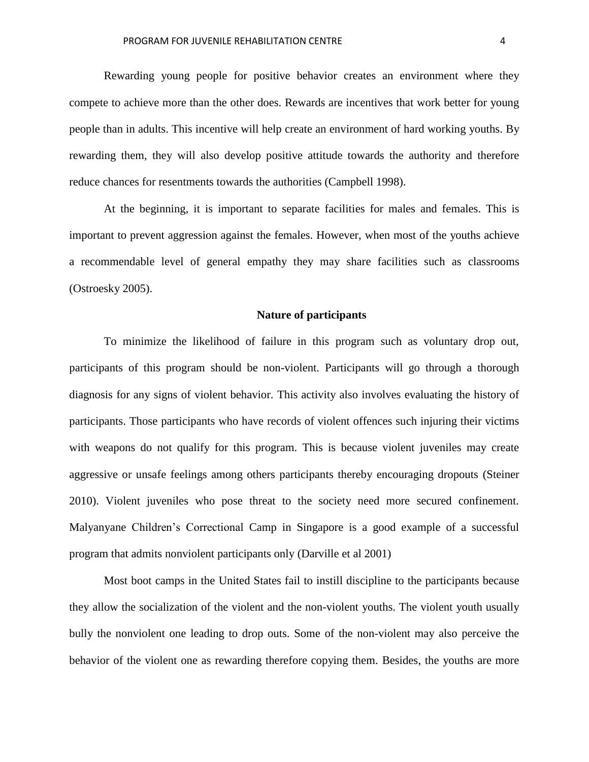Rewarding young people for positive behavior creates an environment where they compete to achieve more than the other does. Rewards are incentives that work better for young people than in adults. This incentive will help create an environment of hard working youths. By rewarding them, they will also develop positive attitude towards the authority and therefore reduce chances for resentments towards the authorities (Campbell 1998).

At the beginning, it is important to separate facilities for males and females. This is important to prevent aggression against the females. However, when most of the youths achieve a recommendable level of general empathy they may share facilities such as classrooms (Ostroesky 2005).

**Nature of participants**

To minimize the likelihood of failure in this program such as voluntary drop out, participants of this program should be non-violent. Participants will go through a thorough diagnosis for any signs of violent behavior. This activity also involves evaluating the history of participants. Those participants who have records of violent offences such injuring their victims with weapons do not qualify for this program. This is because violent juveniles may create aggressive or unsafe feelings among others participants thereby encouraging dropouts (Steiner 2010). Violent juveniles who pose threat to the society need more secured confinement. Malyanyane Children's Correctional Camp in Singapore is a good example of a successful program that admits nonviolent participants only (Darville et al 2001)

Most boot camps in the United States fail to instill discipline to the participants because they allow the socialization of the violent and the non-violent youths. The violent youth usually bully the nonviolent one leading to drop outs. Some of the non-violent may also perceive the behavior of the violent one as rewarding therefore copying them. Besides, the youths are more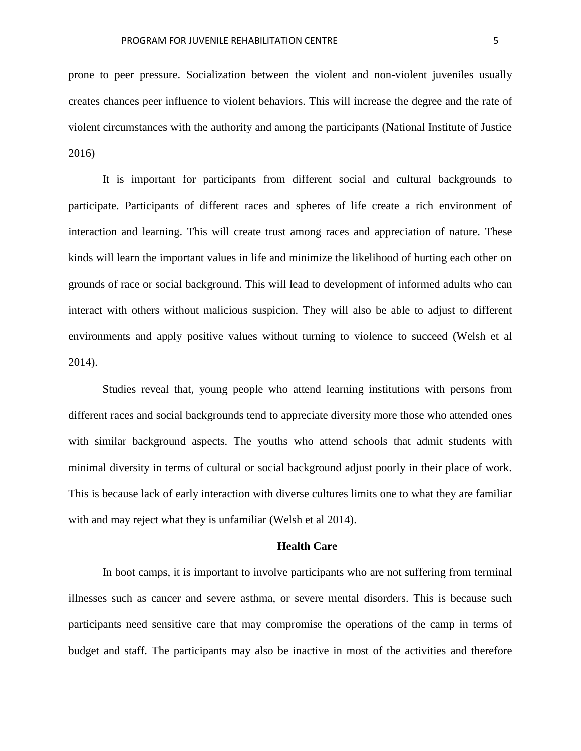prone to peer pressure. Socialization between the violent and non-violent juveniles usually creates chances peer influence to violent behaviors. This will increase the degree and the rate of violent circumstances with the authority and among the participants (National Institute of Justice 2016)

It is important for participants from different social and cultural backgrounds to participate. Participants of different races and spheres of life create a rich environment of interaction and learning. This will create trust among races and appreciation of nature. These kinds will learn the important values in life and minimize the likelihood of hurting each other on grounds of race or social background. This will lead to development of informed adults who can interact with others without malicious suspicion. They will also be able to adjust to different environments and apply positive values without turning to violence to succeed (Welsh et al 2014).

Studies reveal that, young people who attend learning institutions with persons from different races and social backgrounds tend to appreciate diversity more those who attended ones with similar background aspects. The youths who attend schools that admit students with minimal diversity in terms of cultural or social background adjust poorly in their place of work. This is because lack of early interaction with diverse cultures limits one to what they are familiar with and may reject what they is unfamiliar (Welsh et al 2014).

## Health Care

In boot camps, it is important to involve participants who are not suffering from terminal illnesses such as cancer and severe asthma, or severe mental disorders. This is because such participants need sensitive care that may compromise the operations of the camp in terms of budget and staff. The participants may also be inactive in most of the activities and therefore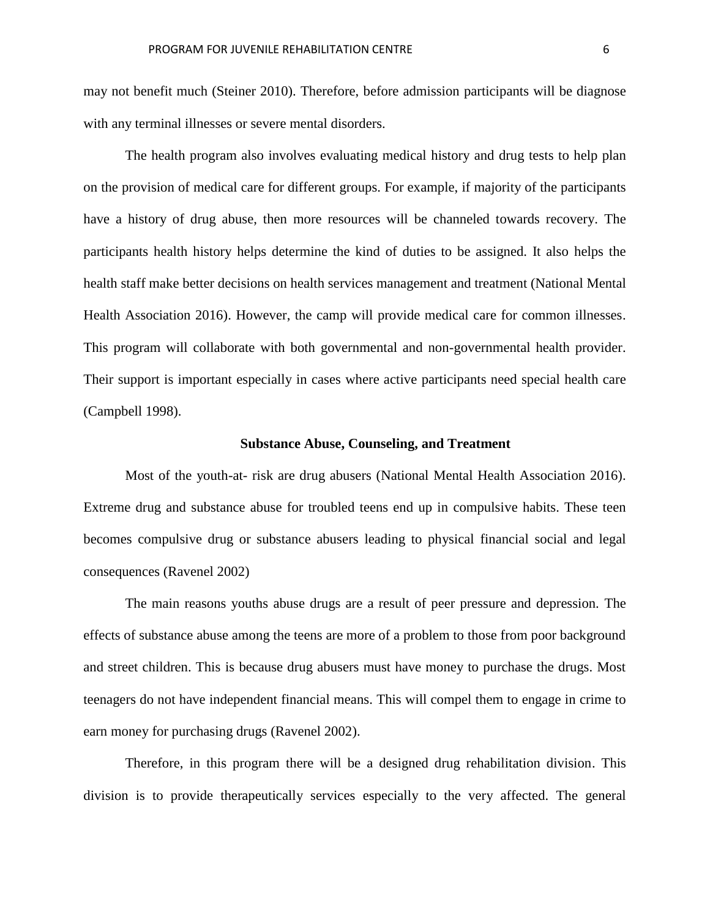may not benefit much (Steiner 2010). Therefore, before admission participants will be diagnose with any terminal illnesses or severe mental disorders.

The health program also involves evaluating medical history and drug tests to help plan on the provision of medical care for different groups. For example, if majority of the participants have a history of drug abuse, then more resources will be channeled towards recovery. The participants health history helps determine the kind of duties to be assigned. It also helps the health staff make better decisions on health services management and treatment (National Mental Health Association 2016). However, the camp will provide medical care for common illnesses. This program will collaborate with both governmental and non-governmental health provider. Their support is important especially in cases where active participants need special health care (Campbell 1998).

### Substance Abuse, Counseling, and Treatment

Most of the youth-at- risk are drug abusers (National Mental Health Association 2016). Extreme drug and substance abuse for troubled teens end up in compulsive habits. These teen becomes compulsive drug or substance abusers leading to physical financial social and legal consequences (Ravenel 2002)

The main reasons youths abuse drugs are a result of peer pressure and depression. The effects of substance abuse among the teens are more of a problem to those from poor background and street children. This is because drug abusers must have money to purchase the drugs. Most teenagers do not have independent financial means. This will compel them to engage in crime to earn money for purchasing drugs (Ravenel 2002).

Therefore, in this program there will be a designed drug rehabilitation division. This division is to provide therapeutically services especially to the very affected. The general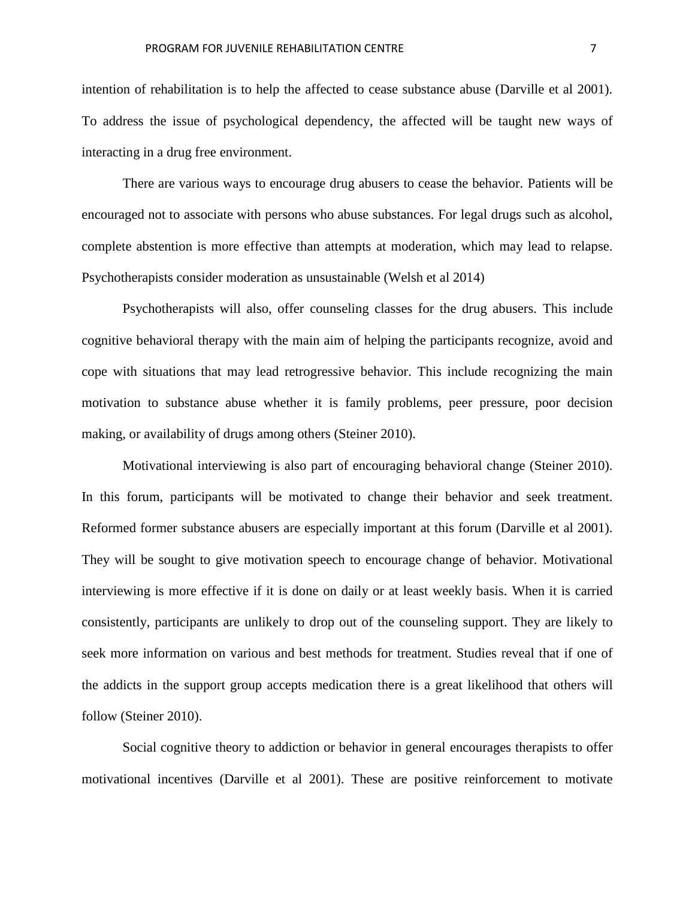intention of rehabilitation is to help the affected to cease substance abuse (Darville et al 2001). To address the issue of psychological dependency, the affected will be taught new ways of interacting in a drug free environment.

There are various ways to encourage drug abusers to cease the behavior. Patients will be encouraged not to associate with persons who abuse substances. For legal drugs such as alcohol, complete abstention is more effective than attempts at moderation, which may lead to relapse. Psychotherapists consider moderation as unsustainable (Welsh et al 2014)

Psychotherapists will also, offer counseling classes for the drug abusers. This include cognitive behavioral therapy with the main aim of helping the participants recognize, avoid and cope with situations that may lead retrogressive behavior. This include recognizing the main motivation to substance abuse whether it is family problems, peer pressure, poor decision making, or availability of drugs among others (Steiner 2010).

Motivational interviewing is also part of encouraging behavioral change (Steiner 2010). In this forum, participants will be motivated to change their behavior and seek treatment. Reformed former substance abusers are especially important at this forum (Darville et al 2001). They will be sought to give motivation speech to encourage change of behavior. Motivational interviewing is more effective if it is done on daily or at least weekly basis. When it is carried consistently, participants are unlikely to drop out of the counseling support. They are likely to seek more information on various and best methods for treatment. Studies reveal that if one of the addicts in the support group accepts medication there is a great likelihood that others will follow (Steiner 2010).

Social cognitive theory to addiction or behavior in general encourages therapists to offer motivational incentives (Darville et al 2001). These are positive reinforcement to motivate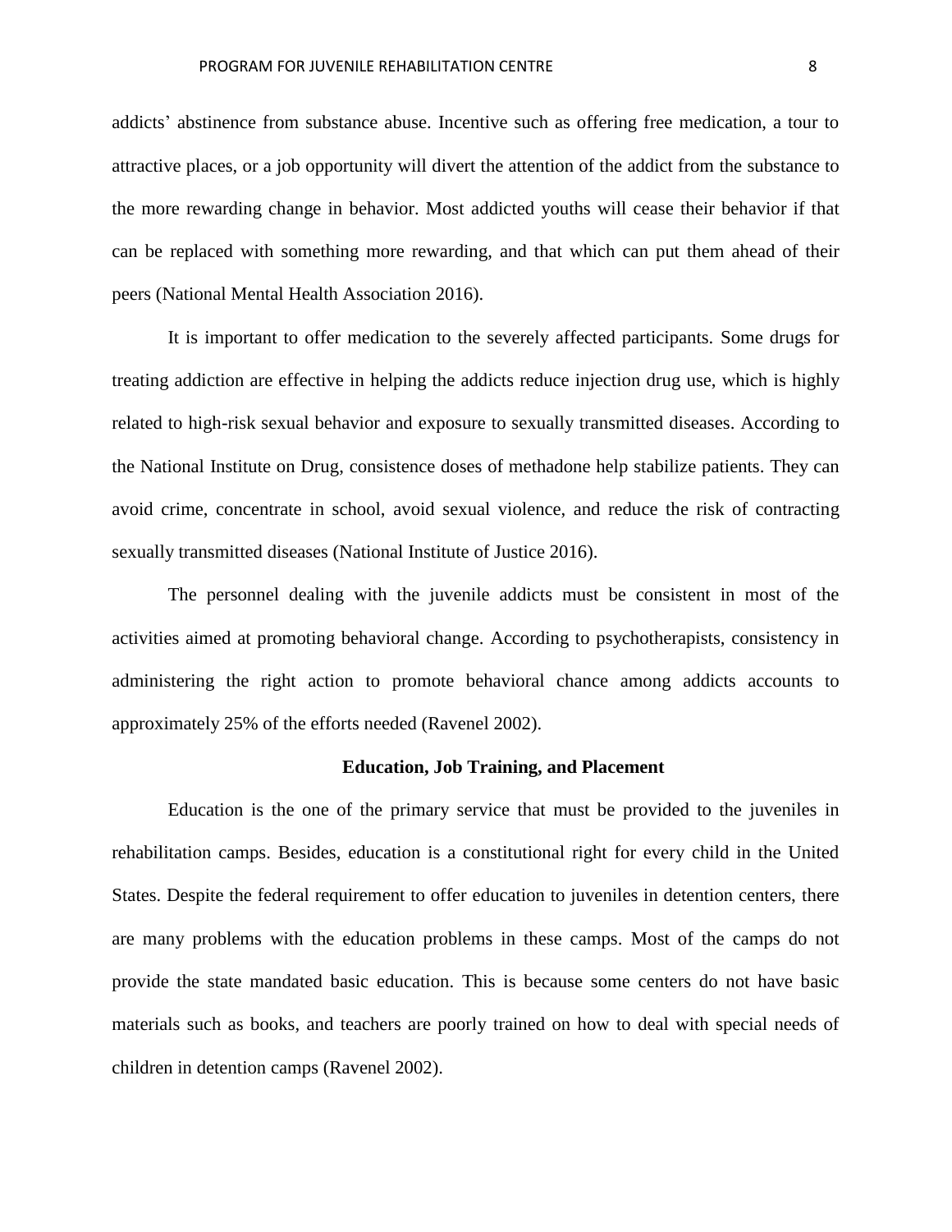addicts' abstinence from substance abuse. Incentive such as offering free medication, a tour to attractive places, or a job opportunity will divert the attention of the addict from the substance to the more rewarding change in behavior. Most addicted youths will cease their behavior if that can be replaced with something more rewarding, and that which can put them ahead of their peers (National Mental Health Association 2016).

It is important to offer medication to the severely affected participants. Some drugs for treating addiction are effective in helping the addicts reduce injection drug use, which is highly related to high-risk sexual behavior and exposure to sexually transmitted diseases. According to the National Institute on Drug, consistence doses of methadone help stabilize patients. They can avoid crime, concentrate in school, avoid sexual violence, and reduce the risk of contracting sexually transmitted diseases (National Institute of Justice 2016).

The personnel dealing with the juvenile addicts must be consistent in most of the activities aimed at promoting behavioral change. According to psychotherapists, consistency in administering the right action to promote behavioral chance among addicts accounts to approximately 25% of the efforts needed (Ravenel 2002).

## Education, Job Training, and Placement

Education is the one of the primary service that must be provided to the juveniles in rehabilitation camps. Besides, education is a constitutional right for every child in the United States. Despite the federal requirement to offer education to juveniles in detention centers, there are many problems with the education problems in these camps. Most of the camps do not provide the state mandated basic education. This is because some centers do not have basic materials such as books, and teachers are poorly trained on how to deal with special needs of children in detention camps (Ravenel 2002).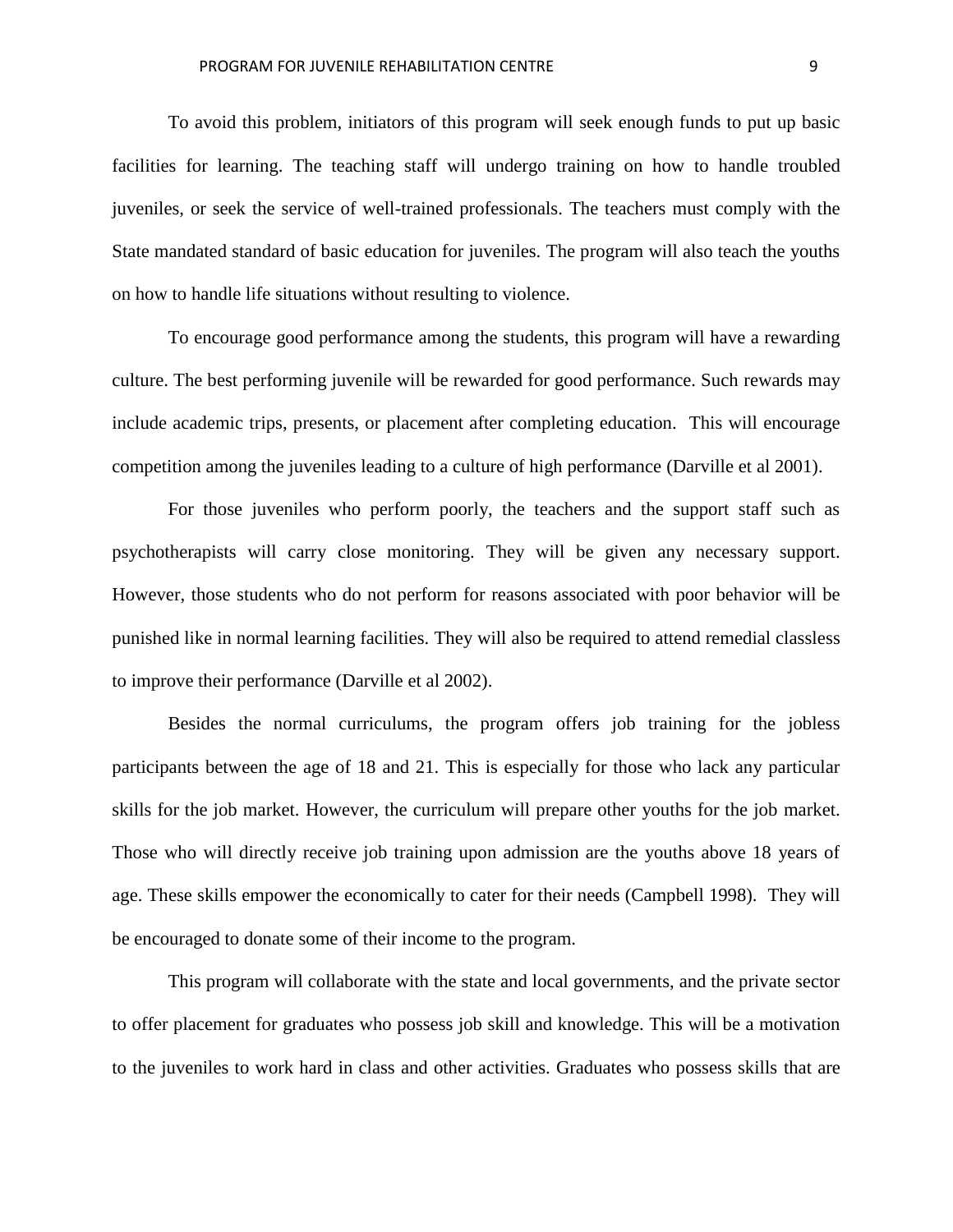To avoid this problem, initiators of this program will seek enough funds to put up basic facilities for learning. The teaching staff will undergo training on how to handle troubled juveniles, or seek the service of well-trained professionals. The teachers must comply with the State mandated standard of basic education for juveniles. The program will also teach the youths on how to handle life situations without resulting to violence.

To encourage good performance among the students, this program will have a rewarding culture. The best performing juvenile will be rewarded for good performance. Such rewards may include academic trips, presents, or placement after completing education. This will encourage competition among the juveniles leading to a culture of high performance (Darville et al 2001).

For those juveniles who perform poorly, the teachers and the support staff such as psychotherapists will carry close monitoring. They will be given any necessary support. However, those students who do not perform for reasons associated with poor behavior will be punished like in normal learning facilities. They will also be required to attend remedial classless to improve their performance (Darville et al 2002).

Besides the normal curriculums, the program offers job training for the jobless participants between the age of 18 and 21. This is especially for those who lack any particular skills for the job market. However, the curriculum will prepare other youths for the job market. Those who will directly receive job training upon admission are the youths above 18 years of age. These skills empower the economically to cater for their needs (Campbell 1998). They will be encouraged to donate some of their income to the program.

This program will collaborate with the state and local governments, and the private sector to offer placement for graduates who possess job skill and knowledge. This will be a motivation to the juveniles to work hard in class and other activities. Graduates who possess skills that are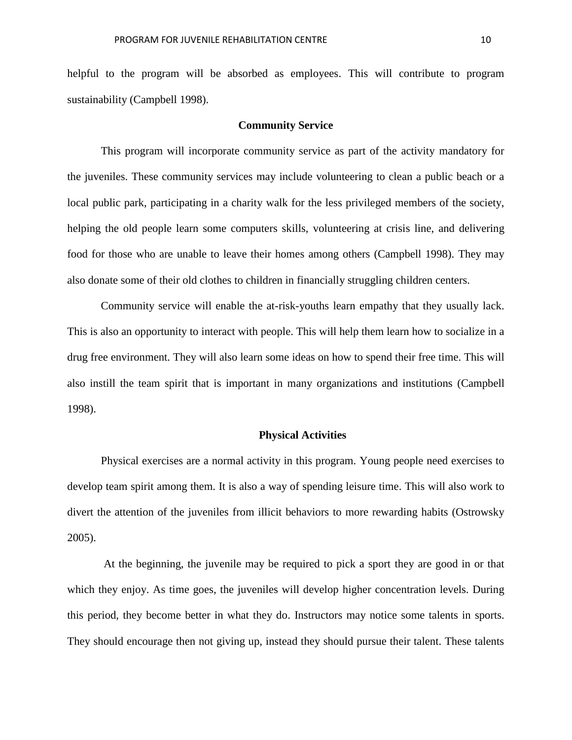helpful to the program will be absorbed as employees. This will contribute to program sustainability (Campbell 1998).

## Community Service

This program will incorporate community service as part of the activity mandatory for the juveniles. These community services may include volunteering to clean a public beach or a local public park, participating in a charity walk for the less privileged members of the society, helping the old people learn some computers skills, volunteering at crisis line, and delivering food for those who are unable to leave their homes among others (Campbell 1998). They may also donate some of their old clothes to children in financially struggling children centers.

Community service will enable the at-risk-youths learn empathy that they usually lack. This is also an opportunity to interact with people. This will help them learn how to socialize in a drug free environment. They will also learn some ideas on how to spend their free time. This will also instill the team spirit that is important in many organizations and institutions (Campbell 1998).

## Physical Activities

Physical exercises are a normal activity in this program. Young people need exercises to develop team spirit among them. It is also a way of spending leisure time. This will also work to divert the attention of the juveniles from illicit behaviors to more rewarding habits (Ostrowsky 2005).

At the beginning, the juvenile may be required to pick a sport they are good in or that which they enjoy. As time goes, the juveniles will develop higher concentration levels. During this period, they become better in what they do. Instructors may notice some talents in sports. They should encourage then not giving up, instead they should pursue their talent. These talents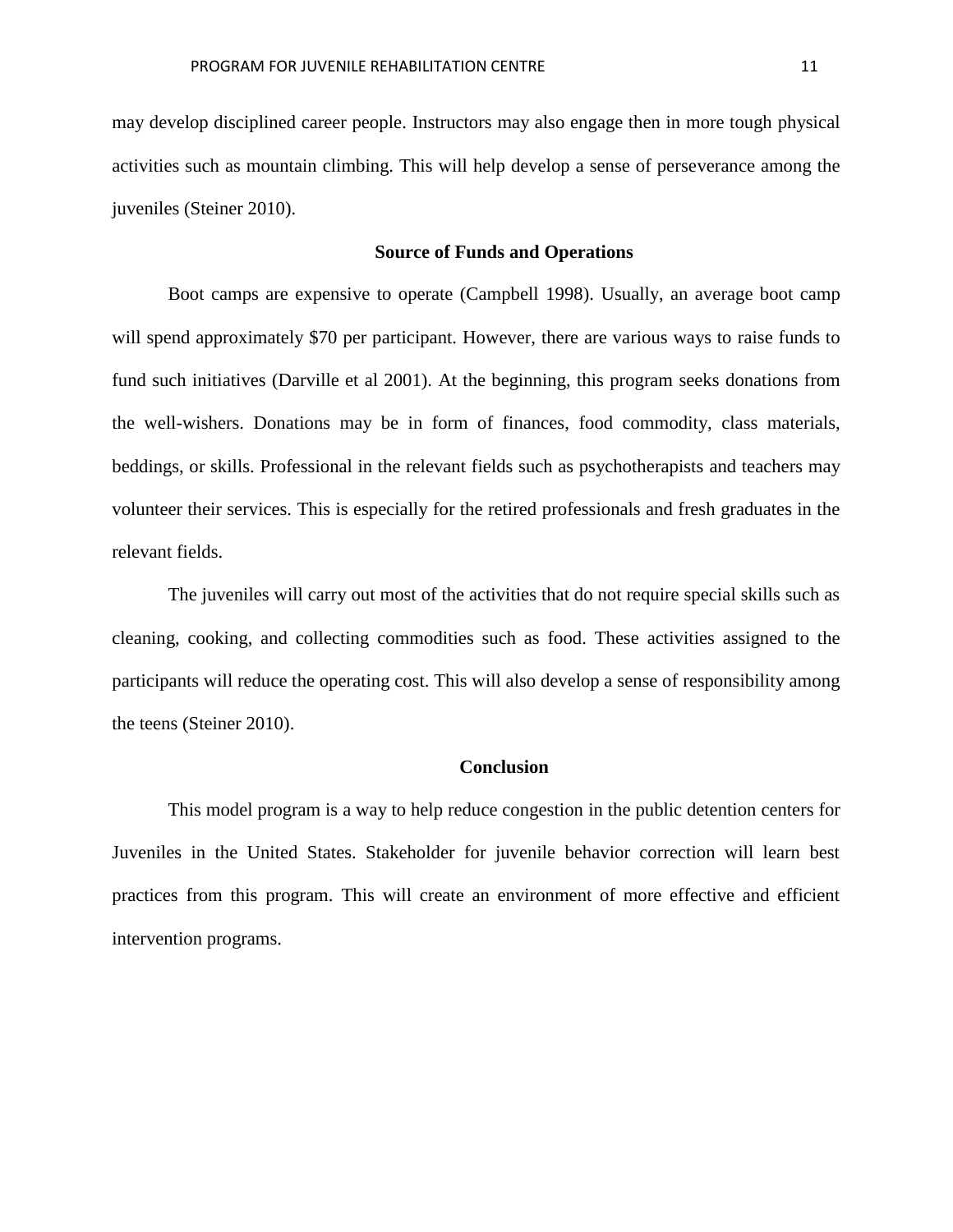may develop disciplined career people. Instructors may also engage then in more tough physical activities such as mountain climbing. This will help develop a sense of perseverance among the juveniles (Steiner 2010).

## Source of Funds and Operations

Boot camps are expensive to operate (Campbell 1998). Usually, an average boot camp will spend approximately $70 per participant. However, there are various ways to raise funds to fund such initiatives (Darville et al 2001). At the beginning, this program seeks donations from the well-wishers. Donations may be in form of finances, food commodity, class materials, beddings, or skills. Professional in the relevant fields such as psychotherapists and teachers may volunteer their services. This is especially for the retired professionals and fresh graduates in the relevant fields.

The juveniles will carry out most of the activities that do not require special skills such as cleaning, cooking, and collecting commodities such as food. These activities assigned to the participants will reduce the operating cost. This will also develop a sense of responsibility among the teens (Steiner 2010).

## Conclusion

This model program is a way to help reduce congestion in the public detention centers for Juveniles in the United States. Stakeholder for juvenile behavior correction will learn best practices from this program. This will create an environment of more effective and efficient intervention programs.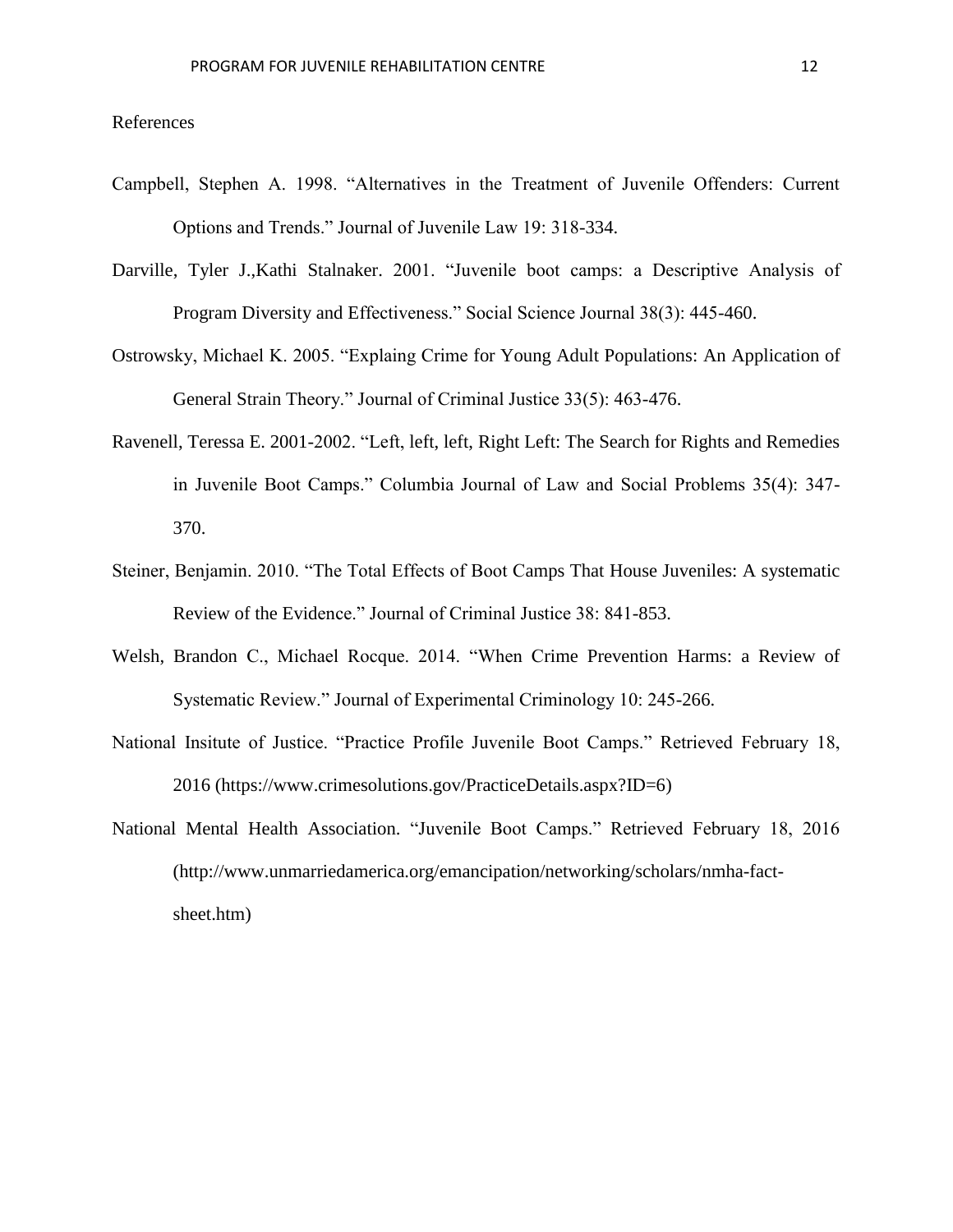References

Campbell, Stephen A. 1998. "Alternatives in the Treatment of Juvenile Offenders: Current Options and Trends." Journal of Juvenile Law 19: 318-334.

Darville, Tyler J.,Kathi Stalnaker. 2001. "Juvenile boot camps: a Descriptive Analysis of Program Diversity and Effectiveness." Social Science Journal 38(3): 445-460.

Ostrowsky, Michael K. 2005. "Explaing Crime for Young Adult Populations: An Application of General Strain Theory." Journal of Criminal Justice 33(5): 463-476.

Ravenell, Teressa E. 2001-2002. "Left, left, left, Right Left: The Search for Rights and Remedies in Juvenile Boot Camps." Columbia Journal of Law and Social Problems 35(4): 347-370.

Steiner, Benjamin. 2010. "The Total Effects of Boot Camps That House Juveniles: A systematic Review of the Evidence." Journal of Criminal Justice 38: 841-853.

Welsh, Brandon C., Michael Rocque. 2014. "When Crime Prevention Harms: a Review of Systematic Review." Journal of Experimental Criminology 10: 245-266.

National Insitute of Justice. "Practice Profile Juvenile Boot Camps." Retrieved February 18, 2016 (https://www.crimesolutions.gov/PracticeDetails.aspx?ID=6)

National Mental Health Association. "Juvenile Boot Camps." Retrieved February 18, 2016 (http://www.unmarriedamerica.org/emancipation/networking/scholars/nmha-fact-sheet.htm)